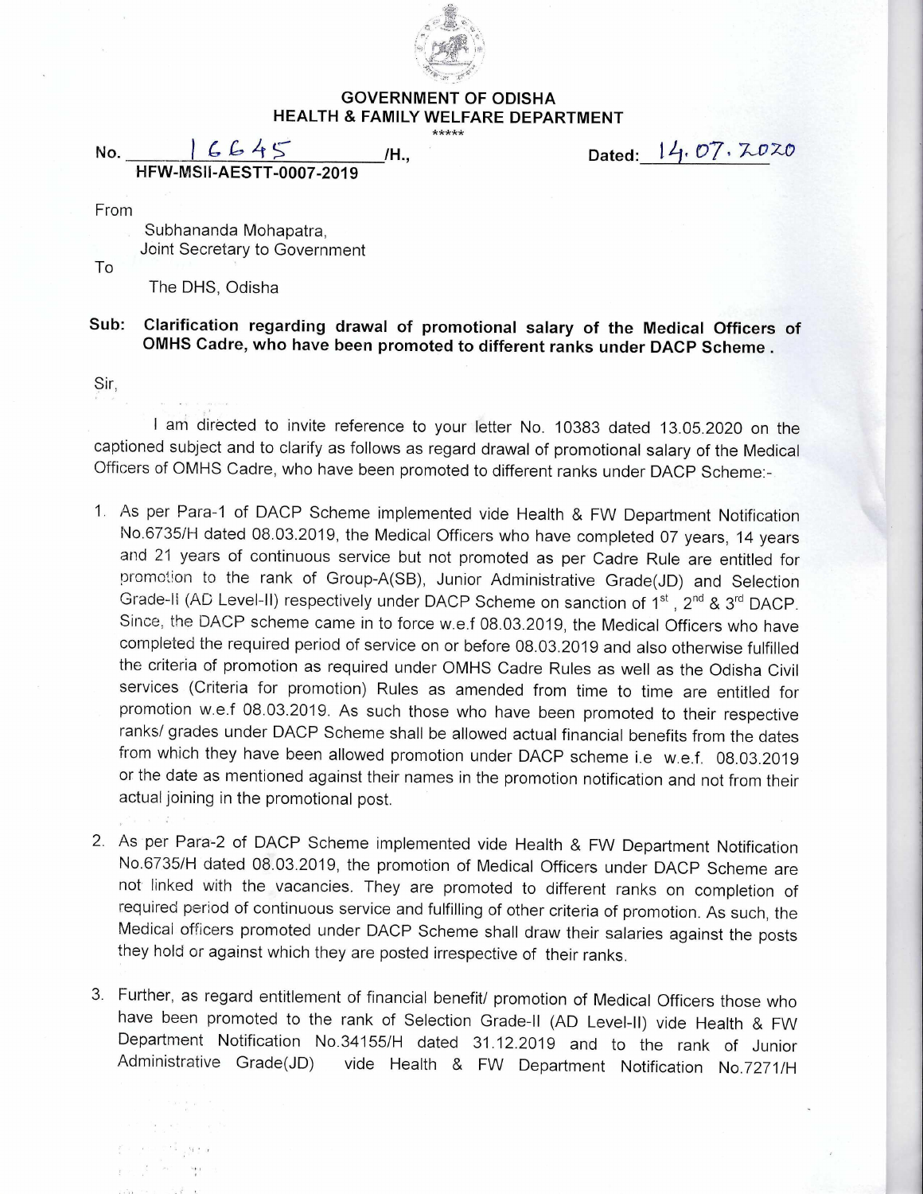**GOVERNMENT OF ODISHA**
**HEALTH & FAMILY WELFARE DEPARTMENT**

\*\*\*\*\*

No. 16645 /H.,
HFW-MSII-AESTT-0007-2019

Dated: 14.07.2020

From

Subhananda Mohapatra,
Joint Secretary to Government

To

The DHS, Odisha

**Sub: Clarification regarding drawal of promotional salary of the Medical Officers of OMHS Cadre, who have been promoted to different ranks under DACP Scheme .**

Sir,

I am directed to invite reference to your letter No. 10383 dated 13.05.2020 on the captioned subject and to clarify as follows as regard drawal of promotional salary of the Medical Officers of OMHS Cadre, who have been promoted to different ranks under DACP Scheme:-

1. As per Para-1 of DACP Scheme implemented vide Health & FW Department Notification No.6735/H dated 08.03.2019, the Medical Officers who have completed 07 years, 14 years and 21 years of continuous service but not promoted as per Cadre Rule are entitled for promotion to the rank of Group-A(SB), Junior Administrative Grade(JD) and Selection Grade-II (AD Level-II) respectively under DACP Scheme on sanction of 1st , 2nd & 3rd DACP. Since, the DACP scheme came in to force w.e.f 08.03.2019, the Medical Officers who have completed the required period of service on or before 08.03.2019 and also otherwise fulfilled the criteria of promotion as required under OMHS Cadre Rules as well as the Odisha Civil services (Criteria for promotion) Rules as amended from time to time are entitled for promotion w.e.f 08.03.2019. As such those who have been promoted to their respective ranks/ grades under DACP Scheme shall be allowed actual financial benefits from the dates from which they have been allowed promotion under DACP scheme i.e w.e.f. 08.03.2019 or the date as mentioned against their names in the promotion notification and not from their actual joining in the promotional post.

2. As per Para-2 of DACP Scheme implemented vide Health & FW Department Notification No.6735/H dated 08.03.2019, the promotion of Medical Officers under DACP Scheme are not linked with the vacancies. They are promoted to different ranks on completion of required period of continuous service and fulfilling of other criteria of promotion. As such, the Medical officers promoted under DACP Scheme shall draw their salaries against the posts they hold or against which they are posted irrespective of their ranks.

3. Further, as regard entitlement of financial benefit/ promotion of Medical Officers those who have been promoted to the rank of Selection Grade-II (AD Level-II) vide Health & FW Department Notification No.34155/H dated 31.12.2019 and to the rank of Junior Administrative Grade(JD) vide Health & FW Department Notification No.7271/H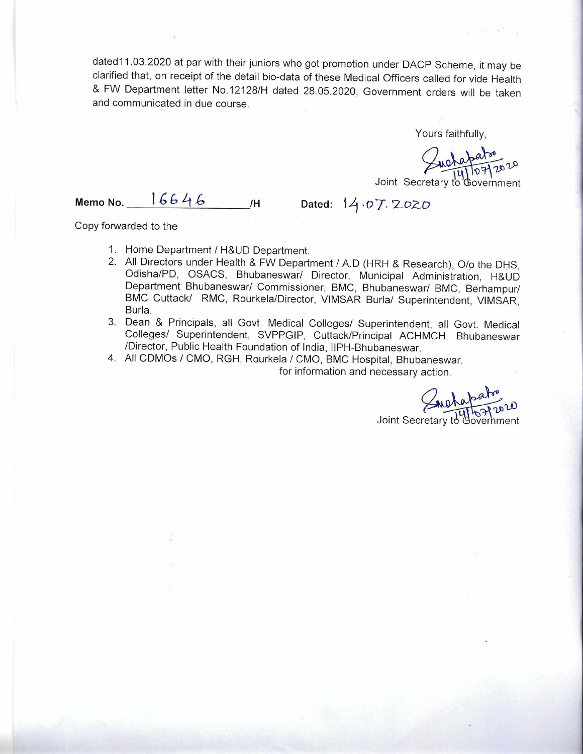dated11.03.2020 at par with their juniors who got promotion under DACP Scheme, it may be clarified that, on receipt of the detail bio-data of these Medical Officers called for vide Health & FW Department letter No.12128/H dated 28.05.2020, Government orders will be taken and communicated in due course.

Yours faithfully,

Joint Secretary to Government

**Memo No.** 16646 **/H** **Dated:** 14.07.2020

Copy forwarded to the

1. Home Department / H&UD Department.
2. All Directors under Health & FW Department / A.D (HRH & Research), O/o the DHS, Odisha/PD, OSACS, Bhubaneswar/ Director, Municipal Administration, H&UD Department Bhubaneswar/ Commissioner, BMC, Bhubaneswar/ BMC, Berhampur/ BMC Cuttack/ RMC, Rourkela/Director, VIMSAR Burla/ Superintendent, VIMSAR, Burla.
3. Dean & Principals, all Govt. Medical Colleges/ Superintendent, all Govt. Medical Colleges/ Superintendent, SVPPGIP, Cuttack/Principal ACHMCH, Bhubaneswar /Director, Public Health Foundation of India, IIPH-Bhubaneswar.
4. All CDMOs / CMO, RGH, Rourkela / CMO, BMC Hospital, Bhubaneswar.

for information and necessary action.

Joint Secretary to Government